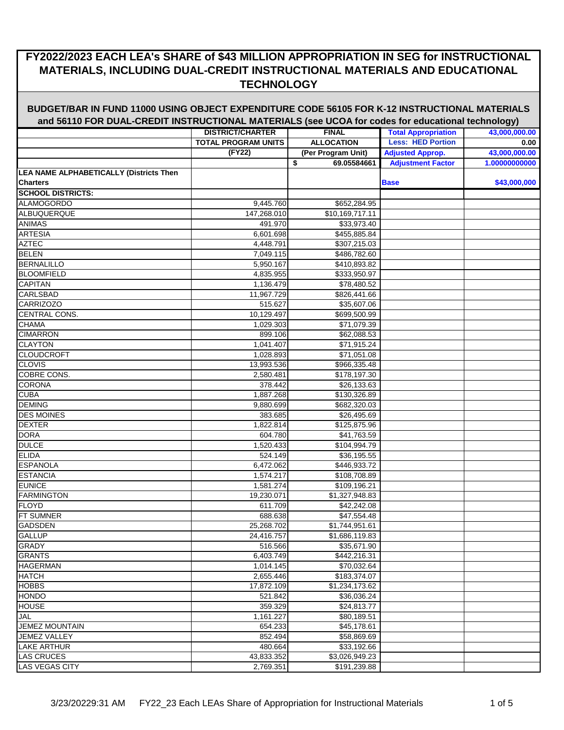# FY2022/2023 EACH LEA's SHARE of $43 MILLION APPROPRIATION IN SEG for INSTRUCTIONAL MATERIALS, INCLUDING DUAL-CREDIT INSTRUCTIONAL MATERIALS AND EDUCATIONAL TECHNOLOGY

## BUDGET/BAR IN FUND 11000 USING OBJECT EXPENDITURE CODE 56105 FOR K-12 INSTRUCTIONAL MATERIALS and 56110 FOR DUAL-CREDIT INSTRUCTIONAL MATERIALS (see UCOA for codes for educational technology)

| | DISTRICT/CHARTER | FINAL | Total Appropriation | 43,000,000.00 |
|---|---|---|---|---|
| | TOTAL PROGRAM UNITS | ALLOCATION | Less: HED Portion | 0.00 |
| | (FY22) | (Per Program Unit) | Adjusted Approp. | 43,000,000.00 |
| | | $ 69.05584661 | Adjustment Factor | 1.00000000000 |
| **LEA NAME ALPHABETICALLY (Districts Then Charters** | | | **Base** | **$43,000,000** |
| **SCHOOL DISTRICTS:** | | | | |
| ALAMOGORDO | 9,445.760 | $652,284.95 | | |
| ALBUQUERQUE | 147,268.010 | $10,169,717.11 | | |
| ANIMAS | 491.970 | $33,973.40 | | |
| ARTESIA | 6,601.698 | $455,885.84 | | |
| AZTEC | 4,448.791 | $307,215.03 | | |
| BELEN | 7,049.115 | $486,782.60 | | |
| BERNALILLO | 5,950.167 | $410,893.82 | | |
| BLOOMFIELD | 4,835.955 | $333,950.97 | | |
| CAPITAN | 1,136.479 | $78,480.52 | | |
| CARLSBAD | 11,967.729 | $826,441.66 | | |
| CARRIZOZO | 515.627 | $35,607.06 | | |
| CENTRAL CONS. | 10,129.497 | $699,500.99 | | |
| CHAMA | 1,029.303 | $71,079.39 | | |
| CIMARRON | 899.106 | $62,088.53 | | |
| CLAYTON | 1,041.407 | $71,915.24 | | |
| CLOUDCROFT | 1,028.893 | $71,051.08 | | |
| CLOVIS | 13,993.536 | $966,335.48 | | |
| COBRE CONS. | 2,580.481 | $178,197.30 | | |
| CORONA | 378.442 | $26,133.63 | | |
| CUBA | 1,887.268 | $130,326.89 | | |
| DEMING | 9,880.699 | $682,320.03 | | |
| DES MOINES | 383.685 | $26,495.69 | | |
| DEXTER | 1,822.814 | $125,875.96 | | |
| DORA | 604.780 | $41,763.59 | | |
| DULCE | 1,520.433 | $104,994.79 | | |
| ELIDA | 524.149 | $36,195.55 | | |
| ESPANOLA | 6,472.062 | $446,933.72 | | |
| ESTANCIA | 1,574.217 | $108,708.89 | | |
| EUNICE | 1,581.274 | $109,196.21 | | |
| FARMINGTON | 19,230.071 | $1,327,948.83 | | |
| FLOYD | 611.709 | $42,242.08 | | |
| FT SUMNER | 688.638 | $47,554.48 | | |
| GADSDEN | 25,268.702 | $1,744,951.61 | | |
| GALLUP | 24,416.757 | $1,686,119.83 | | |
| GRADY | 516.566 | $35,671.90 | | |
| GRANTS | 6,403.749 | $442,216.31 | | |
| HAGERMAN | 1,014.145 | $70,032.64 | | |
| HATCH | 2,655.446 | $183,374.07 | | |
| HOBBS | 17,872.109 | $1,234,173.62 | | |
| HONDO | 521.842 | $36,036.24 | | |
| HOUSE | 359.329 | $24,813.77 | | |
| JAL | 1,161.227 | $80,189.51 | | |
| JEMEZ MOUNTAIN | 654.233 | $45,178.61 | | |
| JEMEZ VALLEY | 852.494 | $58,869.69 | | |
| LAKE ARTHUR | 480.664 | $33,192.66 | | |
| LAS CRUCES | 43,833.352 | $3,026,949.23 | | |
| LAS VEGAS CITY | 2,769.351 | $191,239.88 | | |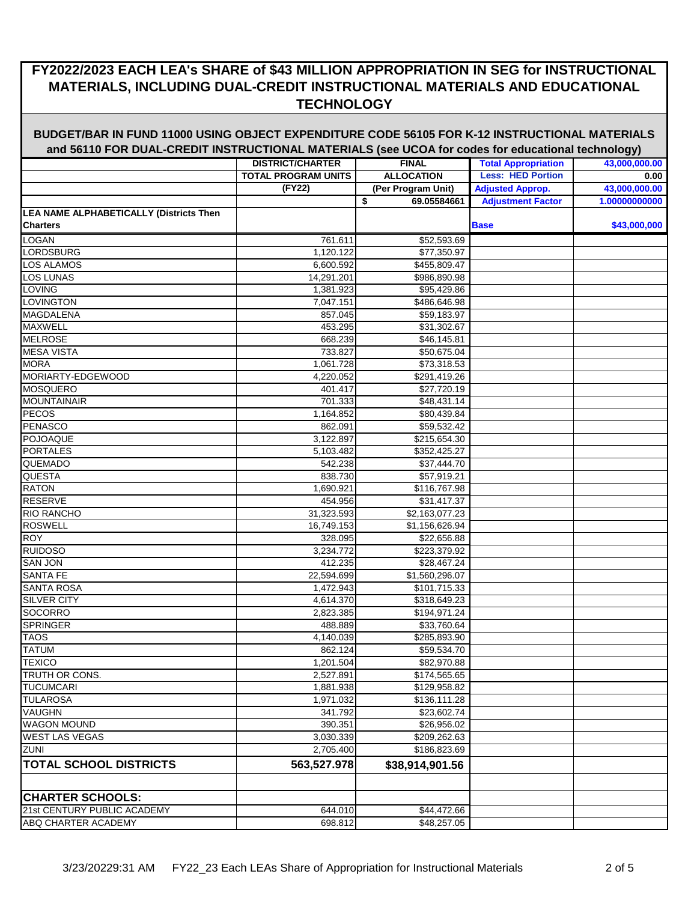# FY2022/2023 EACH LEA's SHARE of $43 MILLION APPROPRIATION IN SEG for INSTRUCTIONAL MATERIALS, INCLUDING DUAL-CREDIT INSTRUCTIONAL MATERIALS AND EDUCATIONAL TECHNOLOGY

## BUDGET/BAR IN FUND 11000 USING OBJECT EXPENDITURE CODE 56105 FOR K-12 INSTRUCTIONAL MATERIALS and 56110 FOR DUAL-CREDIT INSTRUCTIONAL MATERIALS (see UCOA for codes for educational technology)

| | DISTRICT/CHARTER | FINAL | Total Appropriation | 43,000,000.00 |
|---|---|---|---|---|
| | TOTAL PROGRAM UNITS | ALLOCATION | Less: HED Portion | 0.00 |
| | (FY22) | (Per Program Unit) | Adjusted Approp. | 43,000,000.00 |
| | | $ 69.05584661 | Adjustment Factor | 1.00000000000 |
| **LEA NAME ALPHABETICALLY (Districts Then Charters** | | | **Base** | **$43,000,000** |
| LOGAN | 761.611 | $52,593.69 | | |
| LORDSBURG | 1,120.122 | $77,350.97 | | |
| LOS ALAMOS | 6,600.592 | $455,809.47 | | |
| LOS LUNAS | 14,291.201 | $986,890.98 | | |
| LOVING | 1,381.923 | $95,429.86 | | |
| LOVINGTON | 7,047.151 | $486,646.98 | | |
| MAGDALENA | 857.045 | $59,183.97 | | |
| MAXWELL | 453.295 | $31,302.67 | | |
| MELROSE | 668.239 | $46,145.81 | | |
| MESA VISTA | 733.827 | $50,675.04 | | |
| MORA | 1,061.728 | $73,318.53 | | |
| MORIARTY-EDGEWOOD | 4,220.052 | $291,419.26 | | |
| MOSQUERO | 401.417 | $27,720.19 | | |
| MOUNTAINAIR | 701.333 | $48,431.14 | | |
| PECOS | 1,164.852 | $80,439.84 | | |
| PENASCO | 862.091 | $59,532.42 | | |
| POJOAQUE | 3,122.897 | $215,654.30 | | |
| PORTALES | 5,103.482 | $352,425.27 | | |
| QUEMADO | 542.238 | $37,444.70 | | |
| QUESTA | 838.730 | $57,919.21 | | |
| RATON | 1,690.921 | $116,767.98 | | |
| RESERVE | 454.956 | $31,417.37 | | |
| RIO RANCHO | 31,323.593 | $2,163,077.23 | | |
| ROSWELL | 16,749.153 | $1,156,626.94 | | |
| ROY | 328.095 | $22,656.88 | | |
| RUIDOSO | 3,234.772 | $223,379.92 | | |
| SAN JON | 412.235 | $28,467.24 | | |
| SANTA FE | 22,594.699 | $1,560,296.07 | | |
| SANTA ROSA | 1,472.943 | $101,715.33 | | |
| SILVER CITY | 4,614.370 | $318,649.23 | | |
| SOCORRO | 2,823.385 | $194,971.24 | | |
| SPRINGER | 488.889 | $33,760.64 | | |
| TAOS | 4,140.039 | $285,893.90 | | |
| TATUM | 862.124 | $59,534.70 | | |
| TEXICO | 1,201.504 | $82,970.88 | | |
| TRUTH OR CONS. | 2,527.891 | $174,565.65 | | |
| TUCUMCARI | 1,881.938 | $129,958.82 | | |
| TULAROSA | 1,971.032 | $136,111.28 | | |
| VAUGHN | 341.792 | $23,602.74 | | |
| WAGON MOUND | 390.351 | $26,956.02 | | |
| WEST LAS VEGAS | 3,030.339 | $209,262.63 | | |
| ZUNI | 2,705.400 | $186,823.69 | | |
| **TOTAL SCHOOL DISTRICTS** | **563,527.978** | **$38,914,901.56** | | |
| | | | | |
| **CHARTER SCHOOLS:** | | | | |
| 21st CENTURY PUBLIC ACADEMY | 644.010 | $44,472.66 | | |
| ABQ CHARTER ACADEMY | 698.812 | $48,257.05 | | |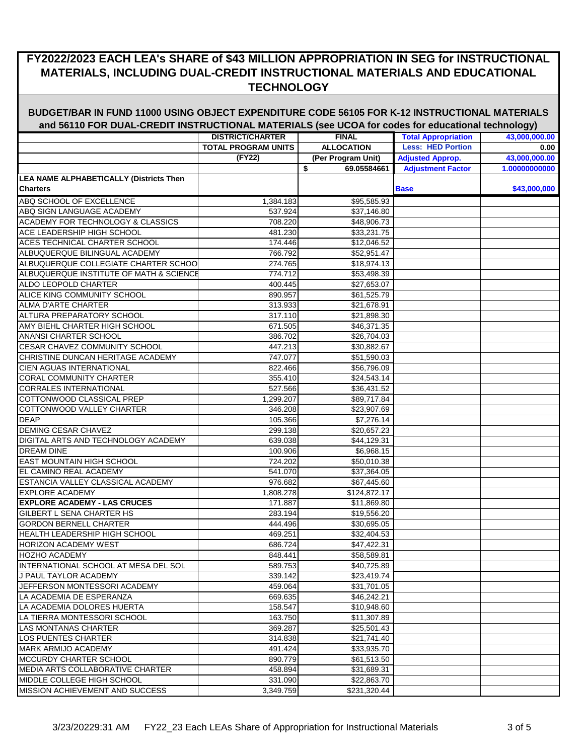# FY2022/2023 EACH LEA's SHARE of $43 MILLION APPROPRIATION IN SEG for INSTRUCTIONAL MATERIALS, INCLUDING DUAL-CREDIT INSTRUCTIONAL MATERIALS AND EDUCATIONAL TECHNOLOGY

## BUDGET/BAR IN FUND 11000 USING OBJECT EXPENDITURE CODE 56105 FOR K-12 INSTRUCTIONAL MATERIALS and 56110 FOR DUAL-CREDIT INSTRUCTIONAL MATERIALS (see UCOA for codes for educational technology)

| | DISTRICT/CHARTER | FINAL | Total Appropriation | 43,000,000.00 |
|---|---|---|---|---|
| | TOTAL PROGRAM UNITS | ALLOCATION | Less: HED Portion | 0.00 |
| | (FY22) | (Per Program Unit) | Adjusted Approp. | 43,000,000.00 |
| | | $ 69.05584661 | Adjustment Factor | 1.00000000000 |
| **LEA NAME ALPHABETICALLY (Districts Then Charters** | | | **Base** | **$43,000,000** |
| ABQ SCHOOL OF EXCELLENCE | 1,384.183 | $95,585.93 | | |
| ABQ SIGN LANGUAGE ACADEMY | 537.924 | $37,146.80 | | |
| ACADEMY FOR TECHNOLOGY & CLASSICS | 708.220 | $48,906.73 | | |
| ACE LEADERSHIP HIGH SCHOOL | 481.230 | $33,231.75 | | |
| ACES TECHNICAL CHARTER SCHOOL | 174.446 | $12,046.52 | | |
| ALBUQUERQUE BILINGUAL ACADEMY | 766.792 | $52,951.47 | | |
| ALBUQUERQUE COLLEGIATE CHARTER SCHOO | 274.765 | $18,974.13 | | |
| ALBUQUERQUE INSTITUTE OF MATH & SCIENCE | 774.712 | $53,498.39 | | |
| ALDO LEOPOLD CHARTER | 400.445 | $27,653.07 | | |
| ALICE KING COMMUNITY SCHOOL | 890.957 | $61,525.79 | | |
| ALMA D'ARTE CHARTER | 313.933 | $21,678.91 | | |
| ALTURA PREPARATORY SCHOOL | 317.110 | $21,898.30 | | |
| AMY BIEHL CHARTER HIGH SCHOOL | 671.505 | $46,371.35 | | |
| ANANSI CHARTER SCHOOL | 386.702 | $26,704.03 | | |
| CESAR CHAVEZ COMMUNITY SCHOOL | 447.213 | $30,882.67 | | |
| CHRISTINE DUNCAN HERITAGE ACADEMY | 747.077 | $51,590.03 | | |
| CIEN AGUAS INTERNATIONAL | 822.466 | $56,796.09 | | |
| CORAL COMMUNITY CHARTER | 355.410 | $24,543.14 | | |
| CORRALES INTERNATIONAL | 527.566 | $36,431.52 | | |
| COTTONWOOD CLASSICAL PREP | 1,299.207 | $89,717.84 | | |
| COTTONWOOD VALLEY CHARTER | 346.208 | $23,907.69 | | |
| DEAP | 105.366 | $7,276.14 | | |
| DEMING CESAR CHAVEZ | 299.138 | $20,657.23 | | |
| DIGITAL ARTS AND TECHNOLOGY ACADEMY | 639.038 | $44,129.31 | | |
| DREAM DINE | 100.906 | $6,968.15 | | |
| EAST MOUNTAIN HIGH SCHOOL | 724.202 | $50,010.38 | | |
| EL CAMINO REAL ACADEMY | 541.070 | $37,364.05 | | |
| ESTANCIA VALLEY CLASSICAL ACADEMY | 976.682 | $67,445.60 | | |
| EXPLORE ACADEMY | 1,808.278 | $124,872.17 | | |
| **EXPLORE ACADEMY - LAS CRUCES** | 171.887 | $11,869.80 | | |
| GILBERT L SENA CHARTER HS | 283.194 | $19,556.20 | | |
| GORDON BERNELL CHARTER | 444.496 | $30,695.05 | | |
| HEALTH LEADERSHIP HIGH SCHOOL | 469.251 | $32,404.53 | | |
| HORIZON ACADEMY WEST | 686.724 | $47,422.31 | | |
| HOZHO ACADEMY | 848.441 | $58,589.81 | | |
| INTERNATIONAL SCHOOL AT MESA DEL SOL | 589.753 | $40,725.89 | | |
| J PAUL TAYLOR ACADEMY | 339.142 | $23,419.74 | | |
| JEFFERSON MONTESSORI ACADEMY | 459.064 | $31,701.05 | | |
| LA ACADEMIA DE ESPERANZA | 669.635 | $46,242.21 | | |
| LA ACADEMIA DOLORES HUERTA | 158.547 | $10,948.60 | | |
| LA TIERRA MONTESSORI SCHOOL | 163.750 | $11,307.89 | | |
| LAS MONTANAS CHARTER | 369.287 | $25,501.43 | | |
| LOS PUENTES CHARTER | 314.838 | $21,741.40 | | |
| MARK ARMIJO ACADEMY | 491.424 | $33,935.70 | | |
| MCCURDY CHARTER SCHOOL | 890.779 | $61,513.50 | | |
| MEDIA ARTS COLLABORATIVE CHARTER | 458.894 | $31,689.31 | | |
| MIDDLE COLLEGE HIGH SCHOOL | 331.090 | $22,863.70 | | |
| MISSION ACHIEVEMENT AND SUCCESS | 3,349.759 | $231,320.44 | | |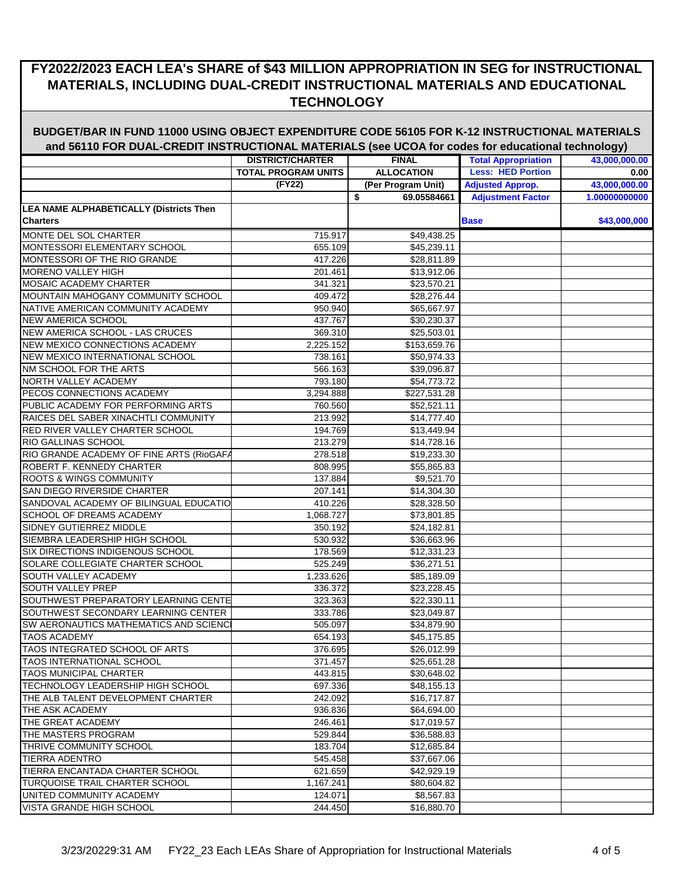# FY2022/2023 EACH LEA's SHARE of $43 MILLION APPROPRIATION IN SEG for INSTRUCTIONAL MATERIALS, INCLUDING DUAL-CREDIT INSTRUCTIONAL MATERIALS AND EDUCATIONAL TECHNOLOGY

## BUDGET/BAR IN FUND 11000 USING OBJECT EXPENDITURE CODE 56105 FOR K-12 INSTRUCTIONAL MATERIALS and 56110 FOR DUAL-CREDIT INSTRUCTIONAL MATERIALS (see UCOA for codes for educational technology)

| | DISTRICT/CHARTER | FINAL | Total Appropriation | 43,000,000.00 |
|---|---|---|---|---|
| | TOTAL PROGRAM UNITS | ALLOCATION | Less: HED Portion | 0.00 |
| | (FY22) | (Per Program Unit) | Adjusted Approp. | 43,000,000.00 |
| | | $ 69.05584661 | Adjustment Factor | 1.00000000000 |
| **LEA NAME ALPHABETICALLY (Districts Then Charters** | | | **Base** | **$43,000,000** |
| MONTE DEL SOL CHARTER | 715.917 | $49,438.25 | | |
| MONTESSORI ELEMENTARY SCHOOL | 655.109 | $45,239.11 | | |
| MONTESSORI OF THE RIO GRANDE | 417.226 | $28,811.89 | | |
| MORENO VALLEY HIGH | 201.461 | $13,912.06 | | |
| MOSAIC ACADEMY CHARTER | 341.321 | $23,570.21 | | |
| MOUNTAIN MAHOGANY COMMUNITY SCHOOL | 409.472 | $28,276.44 | | |
| NATIVE AMERICAN COMMUNITY ACADEMY | 950.940 | $65,667.97 | | |
| NEW AMERICA SCHOOL | 437.767 | $30,230.37 | | |
| NEW AMERICA SCHOOL - LAS CRUCES | 369.310 | $25,503.01 | | |
| NEW MEXICO CONNECTIONS ACADEMY | 2,225.152 | $153,659.76 | | |
| NEW MEXICO INTERNATIONAL SCHOOL | 738.161 | $50,974.33 | | |
| NM SCHOOL FOR THE ARTS | 566.163 | $39,096.87 | | |
| NORTH VALLEY ACADEMY | 793.180 | $54,773.72 | | |
| PECOS CONNECTIONS ACADEMY | 3,294.888 | $227,531.28 | | |
| PUBLIC ACADEMY FOR PERFORMING ARTS | 760.560 | $52,521.11 | | |
| RAICES DEL SABER XINACHTLI COMMUNITY | 213.992 | $14,777.40 | | |
| RED RIVER VALLEY CHARTER SCHOOL | 194.769 | $13,449.94 | | |
| RIO GALLINAS SCHOOL | 213.279 | $14,728.16 | | |
| RIO GRANDE ACADEMY OF FINE ARTS (RioGAFA | 278.518 | $19,233.30 | | |
| ROBERT F. KENNEDY CHARTER | 808.995 | $55,865.83 | | |
| ROOTS & WINGS COMMUNITY | 137.884 | $9,521.70 | | |
| SAN DIEGO RIVERSIDE CHARTER | 207.141 | $14,304.30 | | |
| SANDOVAL ACADEMY OF BILINGUAL EDUCATIO | 410.226 | $28,328.50 | | |
| SCHOOL OF DREAMS ACADEMY | 1,068.727 | $73,801.85 | | |
| SIDNEY GUTIERREZ MIDDLE | 350.192 | $24,182.81 | | |
| SIEMBRA LEADERSHIP HIGH SCHOOL | 530.932 | $36,663.96 | | |
| SIX DIRECTIONS INDIGENOUS SCHOOL | 178.569 | $12,331.23 | | |
| SOLARE COLLEGIATE CHARTER SCHOOL | 525.249 | $36,271.51 | | |
| SOUTH VALLEY ACADEMY | 1,233.626 | $85,189.09 | | |
| SOUTH VALLEY PREP | 336.372 | $23,228.45 | | |
| SOUTHWEST PREPARATORY LEARNING CENTE | 323.363 | $22,330.11 | | |
| SOUTHWEST SECONDARY LEARNING CENTER | 333.786 | $23,049.87 | | |
| SW AERONAUTICS MATHEMATICS AND SCIENC | 505.097 | $34,879.90 | | |
| TAOS ACADEMY | 654.193 | $45,175.85 | | |
| TAOS INTEGRATED SCHOOL OF ARTS | 376.695 | $26,012.99 | | |
| TAOS INTERNATIONAL SCHOOL | 371.457 | $25,651.28 | | |
| TAOS MUNICIPAL CHARTER | 443.815 | $30,648.02 | | |
| TECHNOLOGY LEADERSHIP HIGH SCHOOL | 697.336 | $48,155.13 | | |
| THE ALB TALENT DEVELOPMENT CHARTER | 242.092 | $16,717.87 | | |
| THE ASK ACADEMY | 936.836 | $64,694.00 | | |
| THE GREAT ACADEMY | 246.461 | $17,019.57 | | |
| THE MASTERS PROGRAM | 529.844 | $36,588.83 | | |
| THRIVE COMMUNITY SCHOOL | 183.704 | $12,685.84 | | |
| TIERRA ADENTRO | 545.458 | $37,667.06 | | |
| TIERRA ENCANTADA CHARTER SCHOOL | 621.659 | $42,929.19 | | |
| TURQUOISE TRAIL CHARTER SCHOOL | 1,167.241 | $80,604.82 | | |
| UNITED COMMUNITY ACADEMY | 124.071 | $8,567.83 | | |
| VISTA GRANDE HIGH SCHOOL | 244.450 | $16,880.70 | | |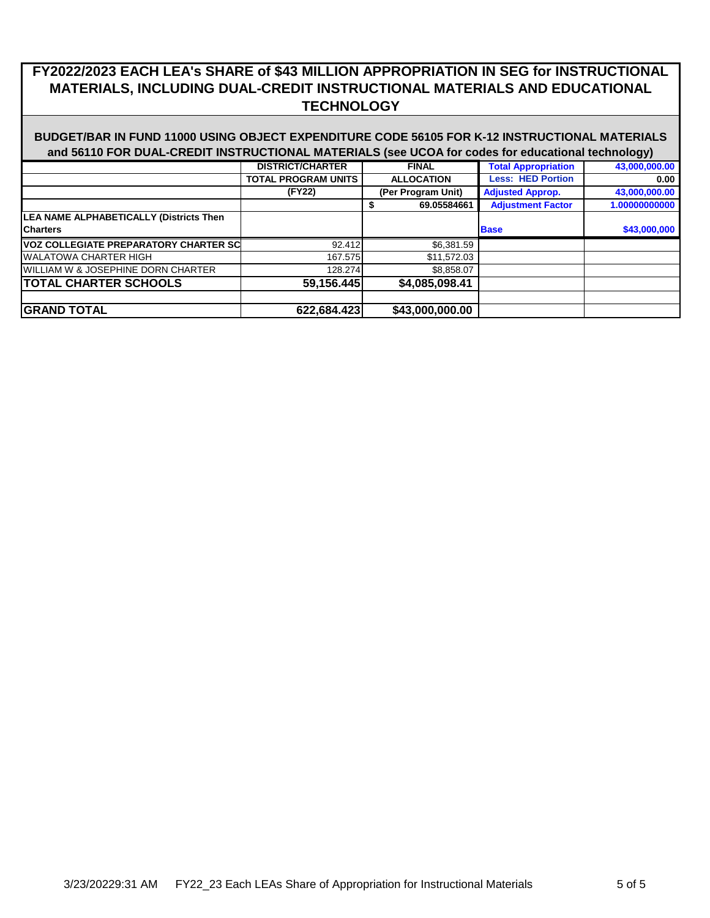# FY2022/2023 EACH LEA's SHARE of $43 MILLION APPROPRIATION IN SEG for INSTRUCTIONAL MATERIALS, INCLUDING DUAL-CREDIT INSTRUCTIONAL MATERIALS AND EDUCATIONAL TECHNOLOGY

## BUDGET/BAR IN FUND 11000 USING OBJECT EXPENDITURE CODE 56105 FOR K-12 INSTRUCTIONAL MATERIALS and 56110 FOR DUAL-CREDIT INSTRUCTIONAL MATERIALS (see UCOA for codes for educational technology)

| | DISTRICT/CHARTER | FINAL | Total Appropriation | 43,000,000.00 |
|---|---|---|---|---|
| | TOTAL PROGRAM UNITS | ALLOCATION | Less: HED Portion | 0.00 |
| | (FY22) | (Per Program Unit) | Adjusted Approp. | 43,000,000.00 |
| | | $ 69.05584661 | Adjustment Factor | 1.00000000000 |
| **LEA NAME ALPHABETICALLY (Districts Then Charters** | | | **Base** | **$43,000,000** |
| **VOZ COLLEGIATE PREPARATORY CHARTER SC** | 92.412 | $6,381.59 | | |
| WALATOWA CHARTER HIGH | 167.575 | $11,572.03 | | |
| WILLIAM W & JOSEPHINE DORN CHARTER | 128.274 | $8,858.07 | | |
| **TOTAL CHARTER SCHOOLS** | **59,156.445** | **$4,085,098.41** | | |
| | | | | |
| **GRAND TOTAL** | **622,684.423** | **$43,000,000.00** | | |